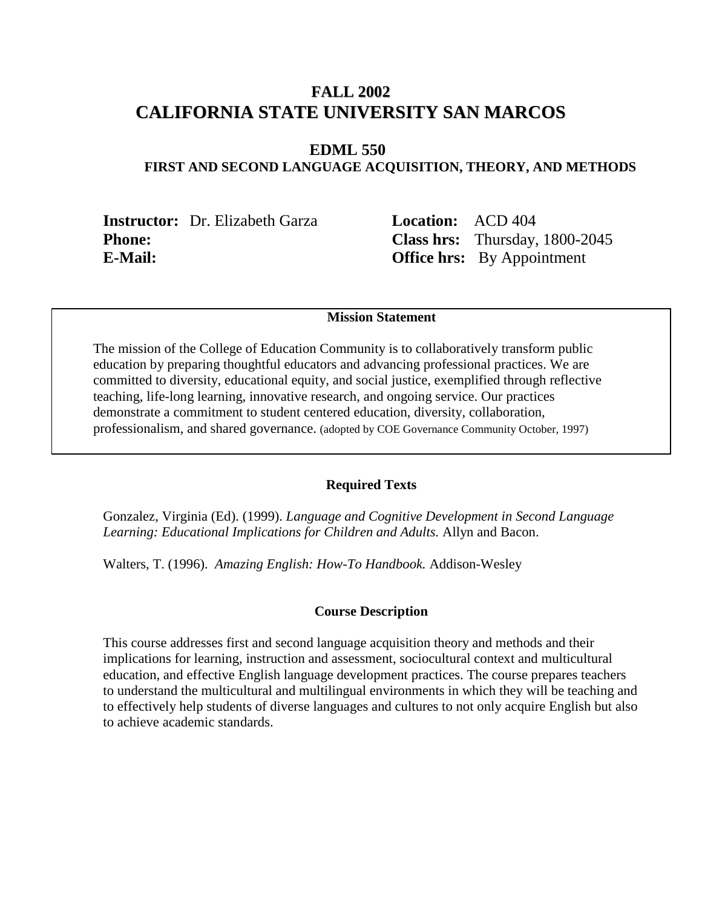# FALL 2002
# CALIFORNIA STATE UNIVERSITY SAN MARCOS

## EDML 550
### FIRST AND SECOND LANGUAGE ACQUISITION, THEORY, AND METHODS

**Instructor:** Dr. Elizabeth Garza
**Phone:**
**E-Mail:**

**Location:** ACD 404
**Class hrs:** Thursday, 1800-2045
**Office hrs:** By Appointment

**Mission Statement**

The mission of the College of Education Community is to collaboratively transform public education by preparing thoughtful educators and advancing professional practices. We are committed to diversity, educational equity, and social justice, exemplified through reflective teaching, life-long learning, innovative research, and ongoing service. Our practices demonstrate a commitment to student centered education, diversity, collaboration, professionalism, and shared governance. (adopted by COE Governance Community October, 1997)

**Required Texts**

Gonzalez, Virginia (Ed). (1999). *Language and Cognitive Development in Second Language Learning: Educational Implications for Children and Adults.* Allyn and Bacon.

Walters, T. (1996). *Amazing English: How-To Handbook.* Addison-Wesley

**Course Description**

This course addresses first and second language acquisition theory and methods and their implications for learning, instruction and assessment, sociocultural context and multicultural education, and effective English language development practices. The course prepares teachers to understand the multicultural and multilingual environments in which they will be teaching and to effectively help students of diverse languages and cultures to not only acquire English but also to achieve academic standards.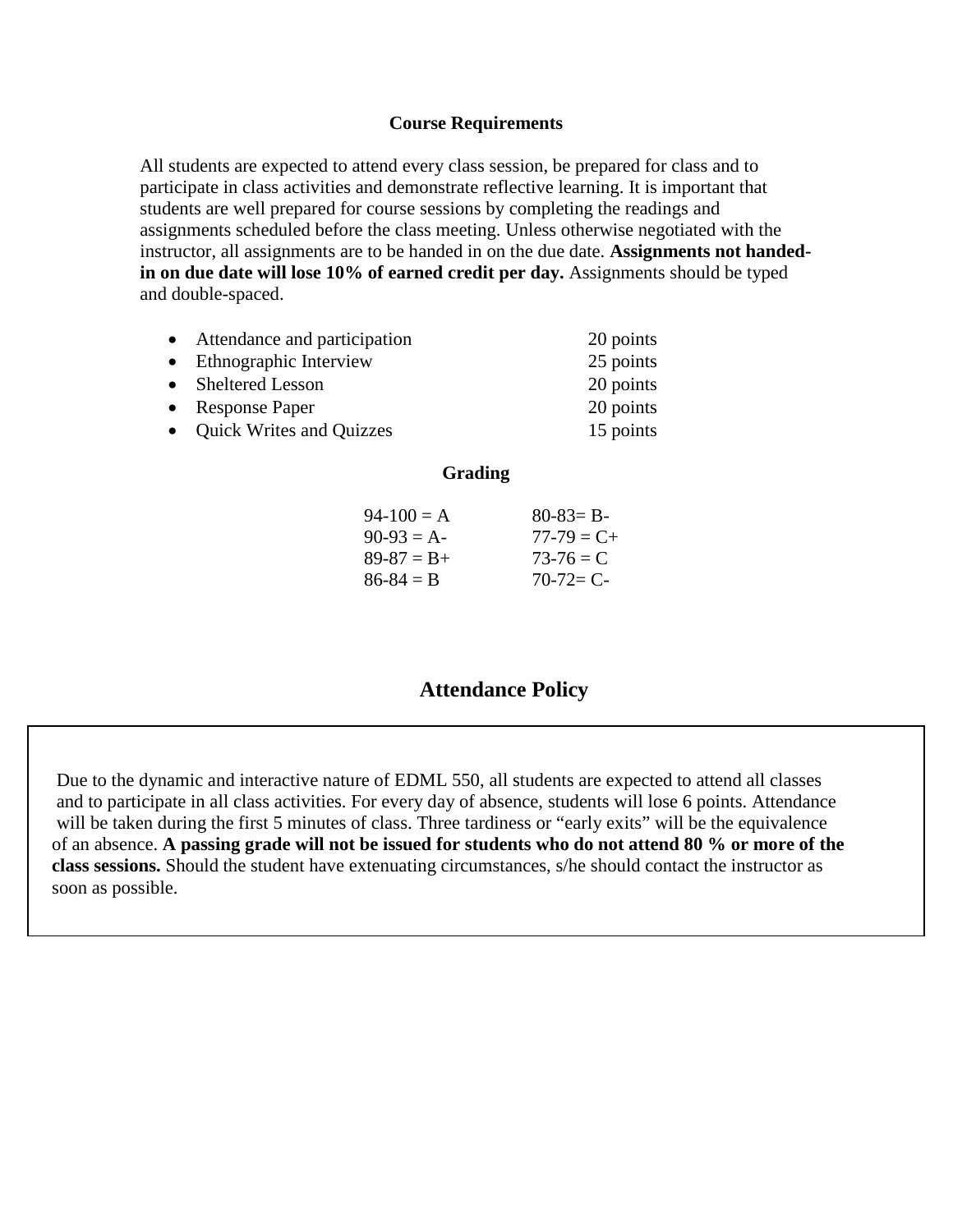## Course Requirements

All students are expected to attend every class session, be prepared for class and to participate in class activities and demonstrate reflective learning. It is important that students are well prepared for course sessions by completing the readings and assignments scheduled before the class meeting. Unless otherwise negotiated with the instructor, all assignments are to be handed in on the due date. **Assignments not handed-in on due date will lose 10% of earned credit per day.** Assignments should be typed and double-spaced.

| | |
|---|---|
| Attendance and participation | 20 points |
| Ethnographic Interview | 25 points |
| Sheltered Lesson | 20 points |
| Response Paper | 20 points |
| Quick Writes and Quizzes | 15 points |

## Grading

| | |
|---|---|
| 94-100 = A | 80-83= B- |
| 90-93 = A- | 77-79 = C+ |
| 89-87 = B+ | 73-76 = C |
| 86-84 = B | 70-72= C- |

## Attendance Policy

Due to the dynamic and interactive nature of EDML 550, all students are expected to attend all classes and to participate in all class activities. For every day of absence, students will lose 6 points. Attendance will be taken during the first 5 minutes of class. Three tardiness or "early exits" will be the equivalence of an absence. **A passing grade will not be issued for students who do not attend 80 % or more of the class sessions.** Should the student have extenuating circumstances, s/he should contact the instructor as soon as possible.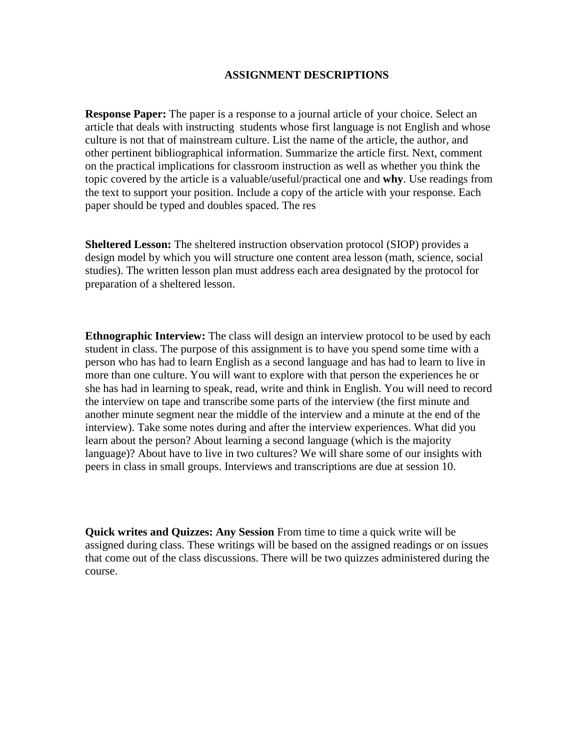# ASSIGNMENT DESCRIPTIONS

**Response Paper:** The paper is a response to a journal article of your choice. Select an article that deals with instructing students whose first language is not English and whose culture is not that of mainstream culture. List the name of the article, the author, and other pertinent bibliographical information. Summarize the article first. Next, comment on the practical implications for classroom instruction as well as whether you think the topic covered by the article is a valuable/useful/practical one and **why**. Use readings from the text to support your position. Include a copy of the article with your response. Each paper should be typed and doubles spaced. The res

**Sheltered Lesson:** The sheltered instruction observation protocol (SIOP) provides a design model by which you will structure one content area lesson (math, science, social studies). The written lesson plan must address each area designated by the protocol for preparation of a sheltered lesson.

**Ethnographic Interview:** The class will design an interview protocol to be used by each student in class. The purpose of this assignment is to have you spend some time with a person who has had to learn English as a second language and has had to learn to live in more than one culture. You will want to explore with that person the experiences he or she has had in learning to speak, read, write and think in English. You will need to record the interview on tape and transcribe some parts of the interview (the first minute and another minute segment near the middle of the interview and a minute at the end of the interview). Take some notes during and after the interview experiences. What did you learn about the person? About learning a second language (which is the majority language)? About have to live in two cultures? We will share some of our insights with peers in class in small groups. Interviews and transcriptions are due at session 10.

**Quick writes and Quizzes: Any Session** From time to time a quick write will be assigned during class. These writings will be based on the assigned readings or on issues that come out of the class discussions. There will be two quizzes administered during the course.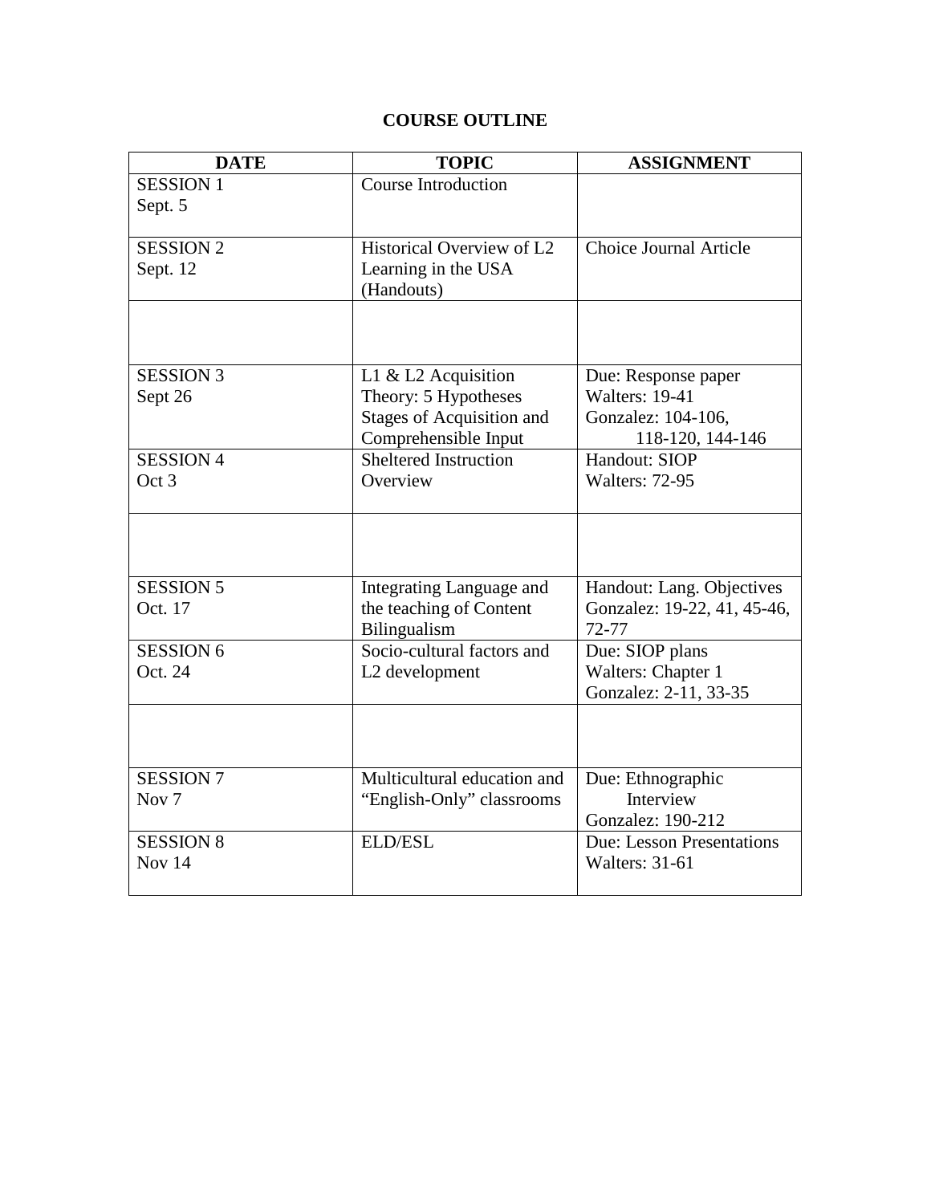**COURSE OUTLINE**

| DATE | TOPIC | ASSIGNMENT |
|---|---|---|
| SESSION 1<br>Sept. 5 | Course Introduction | |
| SESSION 2<br>Sept. 12 | Historical Overview of L2 Learning in the USA (Handouts) | Choice Journal Article |
| | | |
| SESSION 3<br>Sept 26 | L1 & L2 Acquisition Theory: 5 Hypotheses Stages of Acquisition and Comprehensible Input | Due: Response paper<br>Walters: 19-41<br>Gonzalez: 104-106, 118-120, 144-146 |
| SESSION 4<br>Oct 3 | Sheltered Instruction Overview | Handout: SIOP<br>Walters: 72-95 |
| | | |
| SESSION 5<br>Oct. 17 | Integrating Language and the teaching of Content Bilingualism | Handout: Lang. Objectives<br>Gonzalez: 19-22, 41, 45-46, 72-77 |
| SESSION 6<br>Oct. 24 | Socio-cultural factors and L2 development | Due: SIOP plans<br>Walters: Chapter 1<br>Gonzalez: 2-11, 33-35 |
| | | |
| SESSION 7<br>Nov 7 | Multicultural education and "English-Only" classrooms | Due: Ethnographic Interview<br>Gonzalez: 190-212 |
| SESSION 8<br>Nov 14 | ELD/ESL | Due: Lesson Presentations<br>Walters: 31-61 |